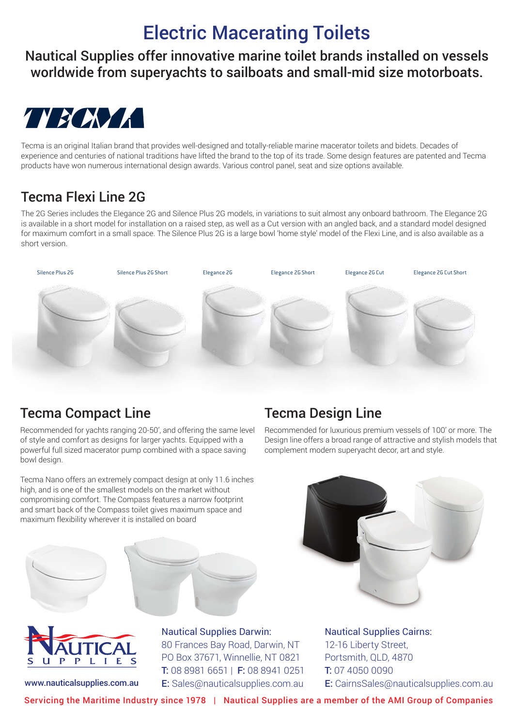# Electric Macerating Toilets

## Nautical Supplies offer innovative marine toilet brands installed on vessels worldwide from superyachts to sailboats and small-mid size motorboats.

TECMA

Tecma is an original Italian brand that provides well-designed and totally-reliable marine macerator toilets and bidets. Decades of experience and centuries of national traditions have lifted the brand to the top of its trade. Some design features are patented and Tecma products have won numerous international design awards. Various control panel, seat and size options available.

## Tecma Flexi Line 2G

The 2G Series includes the Elegance 2G and Silence Plus 2G models, in variations to suit almost any onboard bathroom. The Elegance 2G is available in a short model for installation on a raised step, as well as a Cut version with an angled back, and a standard model designed for maximum comfort in a small space. The Silence Plus 2G is a large bowl 'home style' model of the Flexi Line, and is also available as a short version.

Silence Plus 2G | Silence Plus 2G Short | Elegance 2G | Elegance 2G Short | Elegance 2G Cut | Elegance 2G Cut Short

## Tecma Compact Line

Recommended for yachts ranging 20-50', and offering the same level of style and comfort as designs for larger yachts. Equipped with a powerful full sized macerator pump combined with a space saving bowl design.

Tecma Nano offers an extremely compact design at only 11.6 inches high, and is one of the smallest models on the market without compromising comfort. The Compass features a narrow footprint and smart back of the Compass toilet gives maximum space and maximum flexibility wherever it is installed on board

## Tecma Design Line

Recommended for luxurious premium vessels of 100' or more. The Design line offers a broad range of attractive and stylish models that complement modern superyacht decor, art and style.

NAUTICAL SUPPLIES

www.nauticalsupplies.com.au

**Nautical Supplies Darwin:**
80 Frances Bay Road, Darwin, NT
PO Box 37671, Winnellie, NT 0821
**T:** 08 8981 6651 | **F:** 08 8941 0251
**E:** Sales@nauticalsupplies.com.au

**Nautical Supplies Cairns:**
12-16 Liberty Street,
Portsmith, QLD, 4870
**T:** 07 4050 0090
**E:** CairnsSales@nauticalsupplies.com.au

Servicing the Maritime Industry since 1978 | Nautical Supplies are a member of the AMI Group of Companies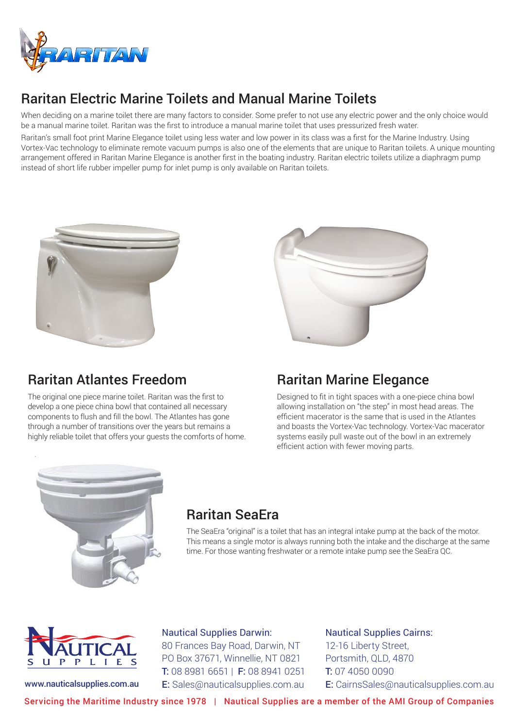## Raritan Electric Marine Toilets and Manual Marine Toilets

When deciding on a marine toilet there are many factors to consider. Some prefer to not use any electric power and the only choice would be a manual marine toilet. Raritan was the first to introduce a manual marine toilet that uses pressurized fresh water.

Raritan's small foot print Marine Elegance toilet using less water and low power in its class was a first for the Marine Industry. Using Vortex-Vac technology to eliminate remote vacuum pumps is also one of the elements that are unique to Raritan toilets. A unique mounting arrangement offered in Raritan Marine Elegance is another first in the boating industry. Raritan electric toilets utilize a diaphragm pump instead of short life rubber impeller pump for inlet pump is only available on Raritan toilets.

### Raritan Atlantes Freedom

The original one piece marine toilet. Raritan was the first to develop a one piece china bowl that contained all necessary components to flush and fill the bowl. The Atlantes has gone through a number of transitions over the years but remains a highly reliable toilet that offers your guests the comforts of home.

### Raritan Marine Elegance

Designed to fit in tight spaces with a one-piece china bowl allowing installation on "the step" in most head areas. The efficient macerator is the same that is used in the Atlantes and boasts the Vortex-Vac technology. Vortex-Vac macerator systems easily pull waste out of the bowl in an extremely efficient action with fewer moving parts.

### Raritan SeaEra

The SeaEra "original" is a toilet that has an integral intake pump at the back of the motor. This means a single motor is always running both the intake and the discharge at the same time. For those wanting freshwater or a remote intake pump see the SeaEra QC.

www.nauticalsupplies.com.au

Nautical Supplies Darwin:
80 Frances Bay Road, Darwin, NT
PO Box 37671, Winnellie, NT 0821
**T:** 08 8981 6651 | **F:** 08 8941 0251
**E:** Sales@nauticalsupplies.com.au

Nautical Supplies Cairns:
12-16 Liberty Street,
Portsmith, QLD, 4870
**T:** 07 4050 0090
**E:** CairnsSales@nauticalsupplies.com.au

Servicing the Maritime Industry since 1978 | Nautical Supplies are a member of the AMI Group of Companies